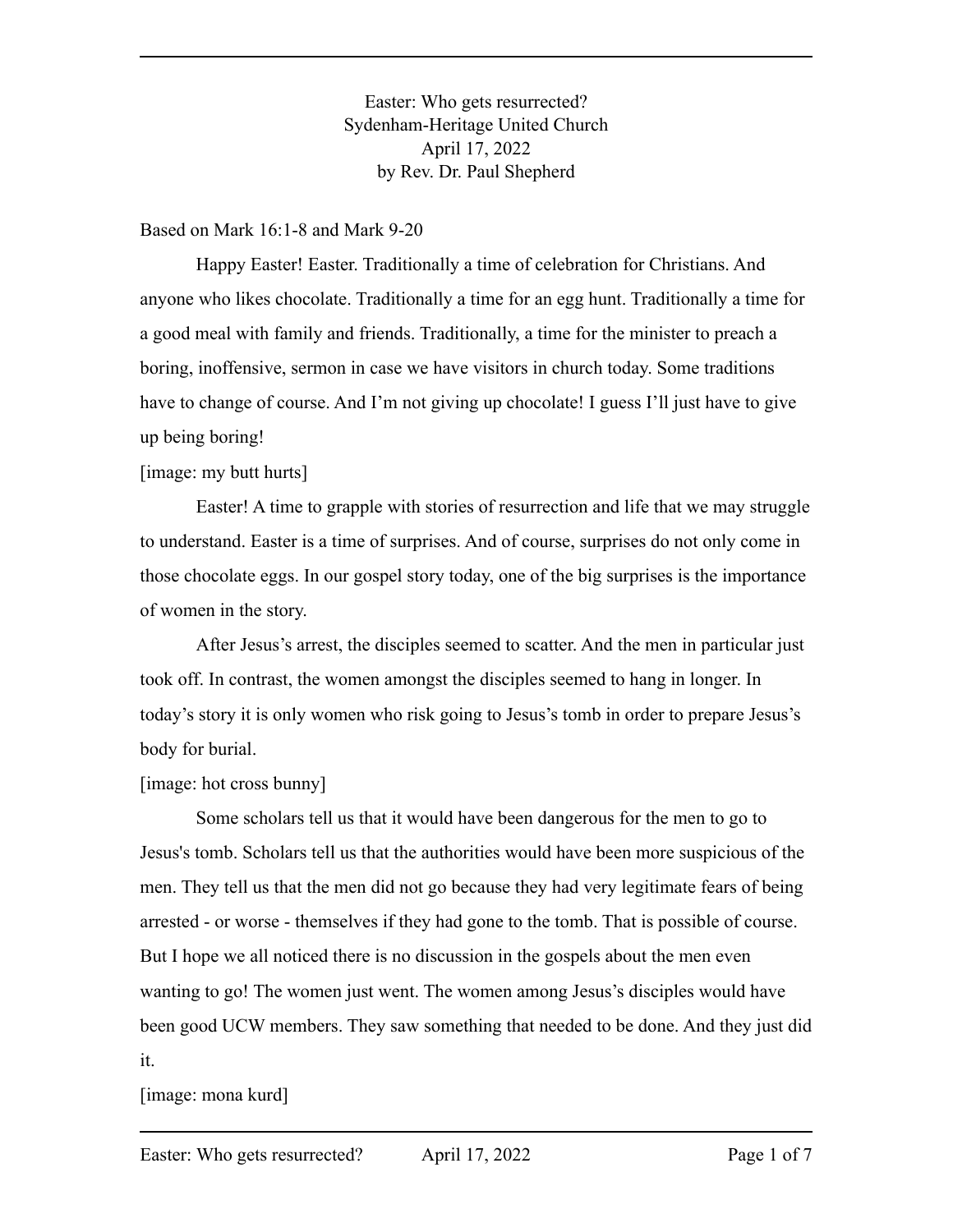# Easter: Who gets resurrected?
Sydenham-Heritage United Church
April 17, 2022
by Rev. Dr. Paul Shepherd

Based on Mark 16:1-8 and Mark 9-20

Happy Easter! Easter. Traditionally a time of celebration for Christians. And anyone who likes chocolate. Traditionally a time for an egg hunt. Traditionally a time for a good meal with family and friends. Traditionally, a time for the minister to preach a boring, inoffensive, sermon in case we have visitors in church today. Some traditions have to change of course. And I'm not giving up chocolate! I guess I'll just have to give up being boring!

[image: my butt hurts]

Easter! A time to grapple with stories of resurrection and life that we may struggle to understand. Easter is a time of surprises. And of course, surprises do not only come in those chocolate eggs. In our gospel story today, one of the big surprises is the importance of women in the story.

After Jesus's arrest, the disciples seemed to scatter. And the men in particular just took off. In contrast, the women amongst the disciples seemed to hang in longer. In today's story it is only women who risk going to Jesus's tomb in order to prepare Jesus's body for burial.

[image: hot cross bunny]

Some scholars tell us that it would have been dangerous for the men to go to Jesus's tomb. Scholars tell us that the authorities would have been more suspicious of the men. They tell us that the men did not go because they had very legitimate fears of being arrested - or worse - themselves if they had gone to the tomb. That is possible of course. But I hope we all noticed there is no discussion in the gospels about the men even wanting to go! The women just went. The women among Jesus's disciples would have been good UCW members. They saw something that needed to be done. And they just did it.

[image: mona kurd]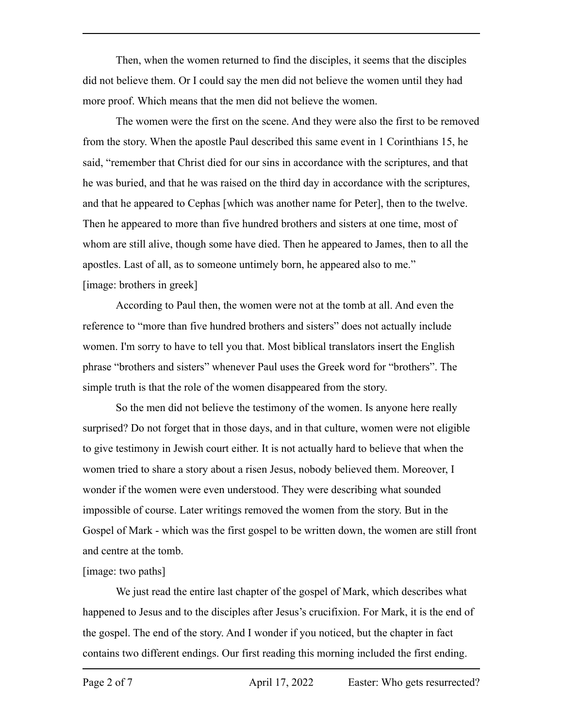Then, when the women returned to find the disciples, it seems that the disciples did not believe them. Or I could say the men did not believe the women until they had more proof. Which means that the men did not believe the women.

The women were the first on the scene. And they were also the first to be removed from the story. When the apostle Paul described this same event in 1 Corinthians 15, he said, "remember that Christ died for our sins in accordance with the scriptures, and that he was buried, and that he was raised on the third day in accordance with the scriptures, and that he appeared to Cephas [which was another name for Peter], then to the twelve. Then he appeared to more than five hundred brothers and sisters at one time, most of whom are still alive, though some have died. Then he appeared to James, then to all the apostles. Last of all, as to someone untimely born, he appeared also to me."

[image: brothers in greek]

According to Paul then, the women were not at the tomb at all. And even the reference to "more than five hundred brothers and sisters" does not actually include women. I'm sorry to have to tell you that. Most biblical translators insert the English phrase "brothers and sisters" whenever Paul uses the Greek word for "brothers". The simple truth is that the role of the women disappeared from the story.

So the men did not believe the testimony of the women. Is anyone here really surprised? Do not forget that in those days, and in that culture, women were not eligible to give testimony in Jewish court either. It is not actually hard to believe that when the women tried to share a story about a risen Jesus, nobody believed them. Moreover, I wonder if the women were even understood. They were describing what sounded impossible of course. Later writings removed the women from the story. But in the Gospel of Mark - which was the first gospel to be written down, the women are still front and centre at the tomb.

[image: two paths]

We just read the entire last chapter of the gospel of Mark, which describes what happened to Jesus and to the disciples after Jesus's crucifixion. For Mark, it is the end of the gospel. The end of the story. And I wonder if you noticed, but the chapter in fact contains two different endings. Our first reading this morning included the first ending.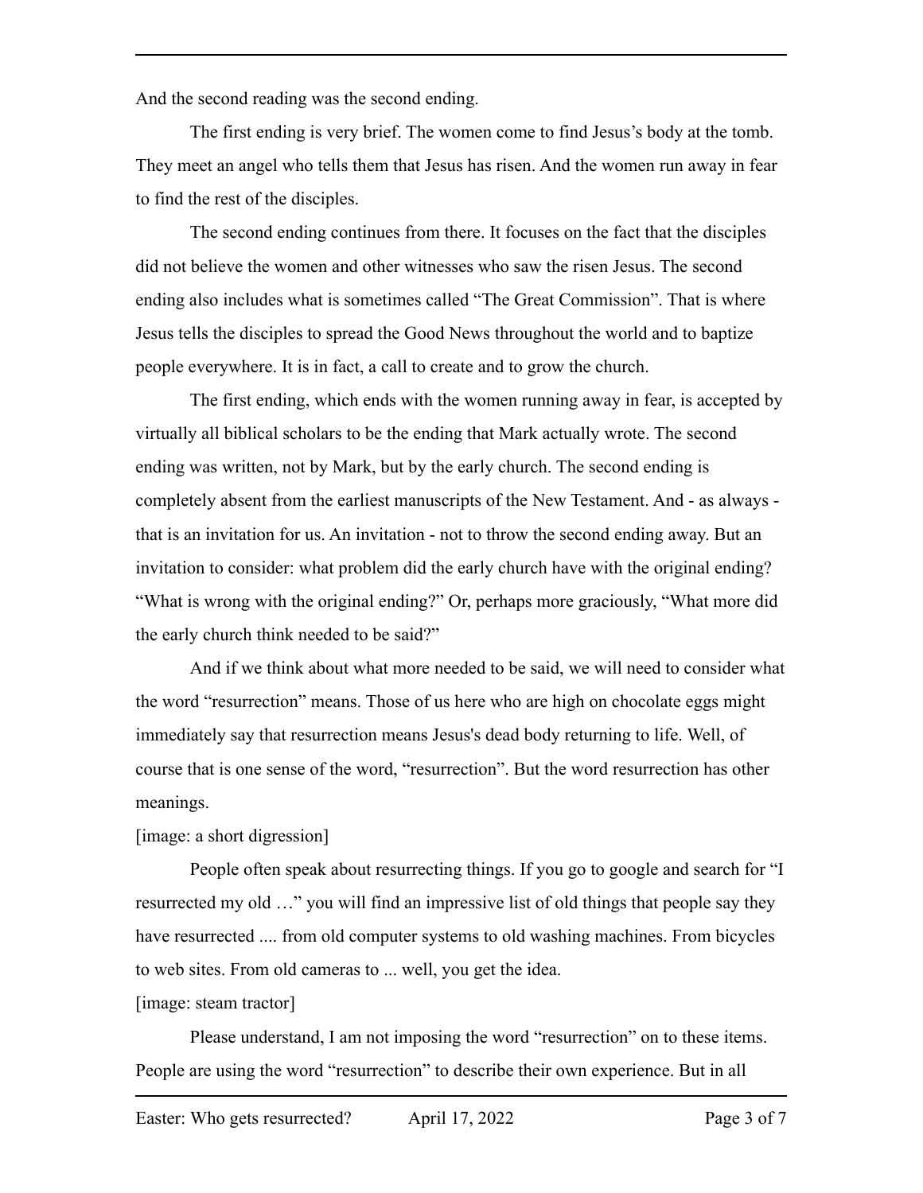And the second reading was the second ending.

The first ending is very brief. The women come to find Jesus's body at the tomb. They meet an angel who tells them that Jesus has risen. And the women run away in fear to find the rest of the disciples.

The second ending continues from there. It focuses on the fact that the disciples did not believe the women and other witnesses who saw the risen Jesus. The second ending also includes what is sometimes called "The Great Commission". That is where Jesus tells the disciples to spread the Good News throughout the world and to baptize people everywhere. It is in fact, a call to create and to grow the church.

The first ending, which ends with the women running away in fear, is accepted by virtually all biblical scholars to be the ending that Mark actually wrote. The second ending was written, not by Mark, but by the early church. The second ending is completely absent from the earliest manuscripts of the New Testament. And - as always - that is an invitation for us. An invitation - not to throw the second ending away. But an invitation to consider: what problem did the early church have with the original ending? "What is wrong with the original ending?" Or, perhaps more graciously, "What more did the early church think needed to be said?"

And if we think about what more needed to be said, we will need to consider what the word "resurrection" means. Those of us here who are high on chocolate eggs might immediately say that resurrection means Jesus's dead body returning to life. Well, of course that is one sense of the word, "resurrection". But the word resurrection has other meanings.

[image: a short digression]

People often speak about resurrecting things. If you go to google and search for "I resurrected my old …" you will find an impressive list of old things that people say they have resurrected .... from old computer systems to old washing machines. From bicycles to web sites. From old cameras to ... well, you get the idea.

[image: steam tractor]

Please understand, I am not imposing the word "resurrection" on to these items. People are using the word "resurrection" to describe their own experience. But in all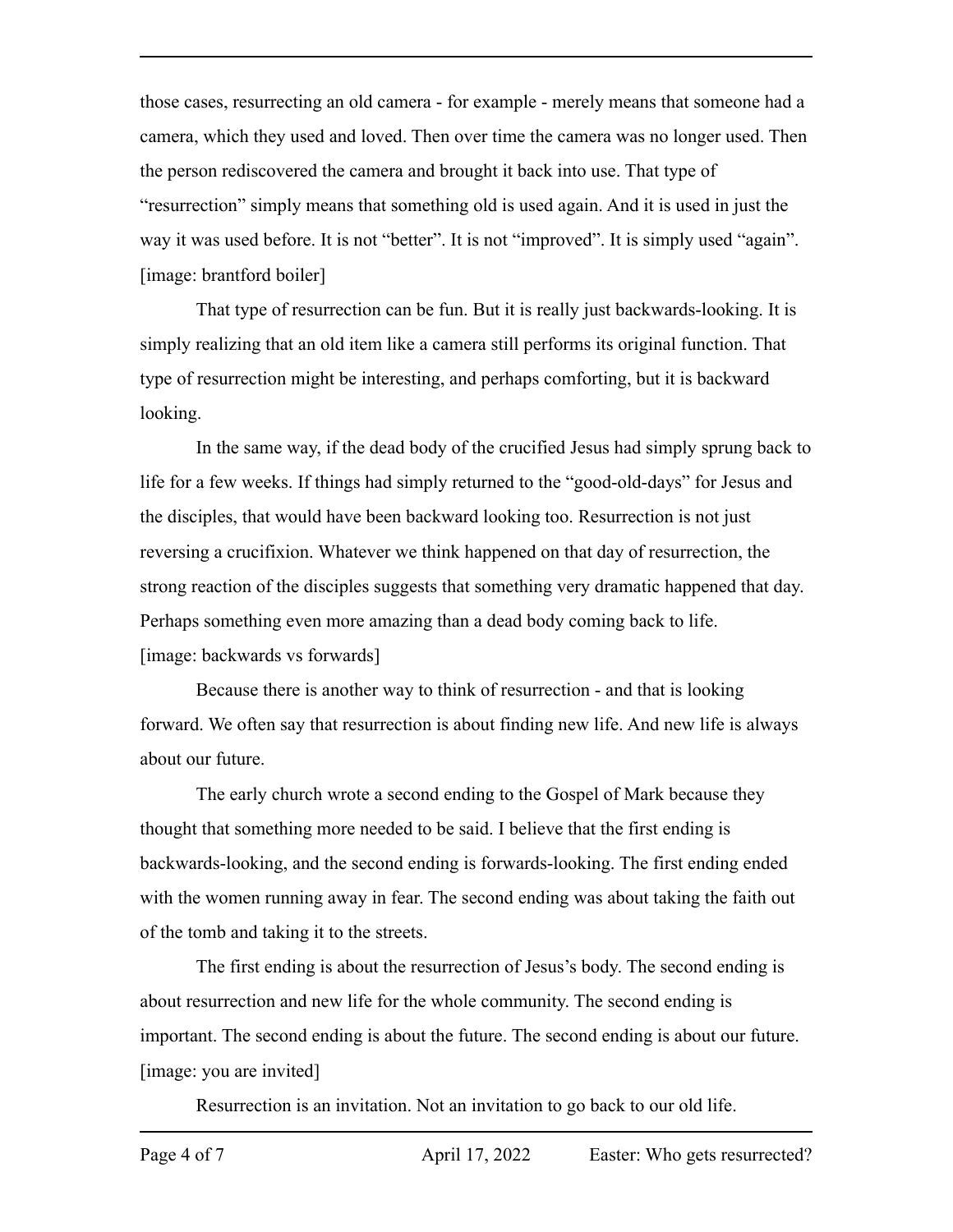those cases, resurrecting an old camera - for example - merely means that someone had a camera, which they used and loved. Then over time the camera was no longer used. Then the person rediscovered the camera and brought it back into use. That type of "resurrection" simply means that something old is used again. And it is used in just the way it was used before. It is not "better". It is not "improved". It is simply used "again".
[image: brantford boiler]

That type of resurrection can be fun. But it is really just backwards-looking. It is simply realizing that an old item like a camera still performs its original function. That type of resurrection might be interesting, and perhaps comforting, but it is backward looking.

In the same way, if the dead body of the crucified Jesus had simply sprung back to life for a few weeks. If things had simply returned to the "good-old-days" for Jesus and the disciples, that would have been backward looking too. Resurrection is not just reversing a crucifixion. Whatever we think happened on that day of resurrection, the strong reaction of the disciples suggests that something very dramatic happened that day. Perhaps something even more amazing than a dead body coming back to life.
[image: backwards vs forwards]

Because there is another way to think of resurrection - and that is looking forward. We often say that resurrection is about finding new life. And new life is always about our future.

The early church wrote a second ending to the Gospel of Mark because they thought that something more needed to be said. I believe that the first ending is backwards-looking, and the second ending is forwards-looking. The first ending ended with the women running away in fear. The second ending was about taking the faith out of the tomb and taking it to the streets.

The first ending is about the resurrection of Jesus's body. The second ending is about resurrection and new life for the whole community. The second ending is important. The second ending is about the future. The second ending is about our future.
[image: you are invited]

Resurrection is an invitation. Not an invitation to go back to our old life.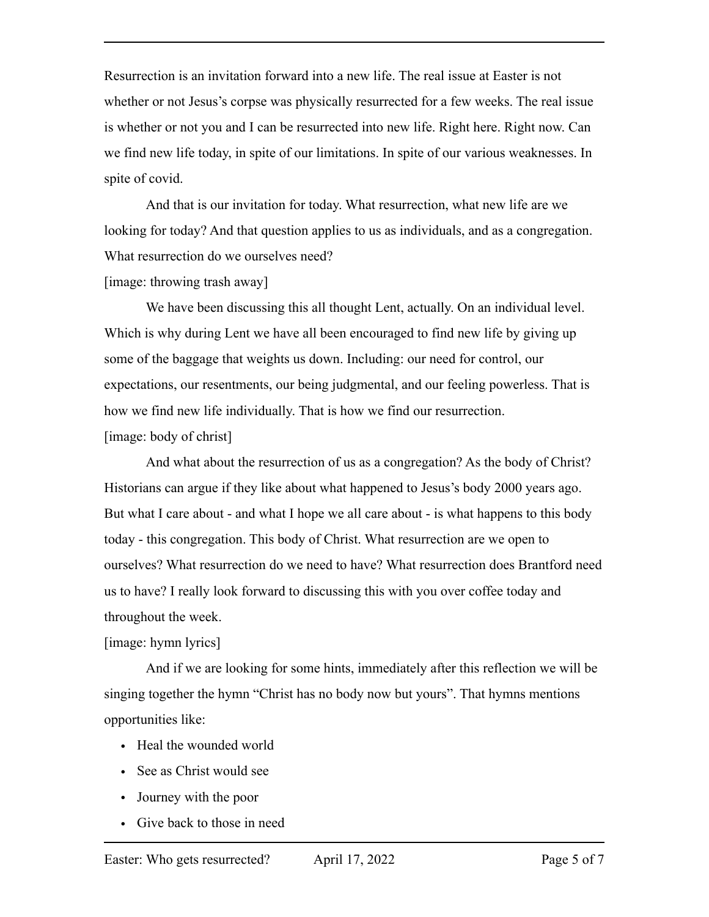Resurrection is an invitation forward into a new life. The real issue at Easter is not whether or not Jesus's corpse was physically resurrected for a few weeks. The real issue is whether or not you and I can be resurrected into new life. Right here. Right now. Can we find new life today, in spite of our limitations. In spite of our various weaknesses. In spite of covid.

And that is our invitation for today. What resurrection, what new life are we looking for today? And that question applies to us as individuals, and as a congregation. What resurrection do we ourselves need?

[image: throwing trash away]

We have been discussing this all thought Lent, actually. On an individual level. Which is why during Lent we have all been encouraged to find new life by giving up some of the baggage that weights us down. Including: our need for control, our expectations, our resentments, our being judgmental, and our feeling powerless. That is how we find new life individually. That is how we find our resurrection.

[image: body of christ]

And what about the resurrection of us as a congregation? As the body of Christ? Historians can argue if they like about what happened to Jesus's body 2000 years ago. But what I care about - and what I hope we all care about - is what happens to this body today - this congregation. This body of Christ. What resurrection are we open to ourselves? What resurrection do we need to have? What resurrection does Brantford need us to have? I really look forward to discussing this with you over coffee today and throughout the week.

[image: hymn lyrics]

And if we are looking for some hints, immediately after this reflection we will be singing together the hymn "Christ has no body now but yours". That hymns mentions opportunities like:

- Heal the wounded world
- See as Christ would see
- Journey with the poor
- Give back to those in need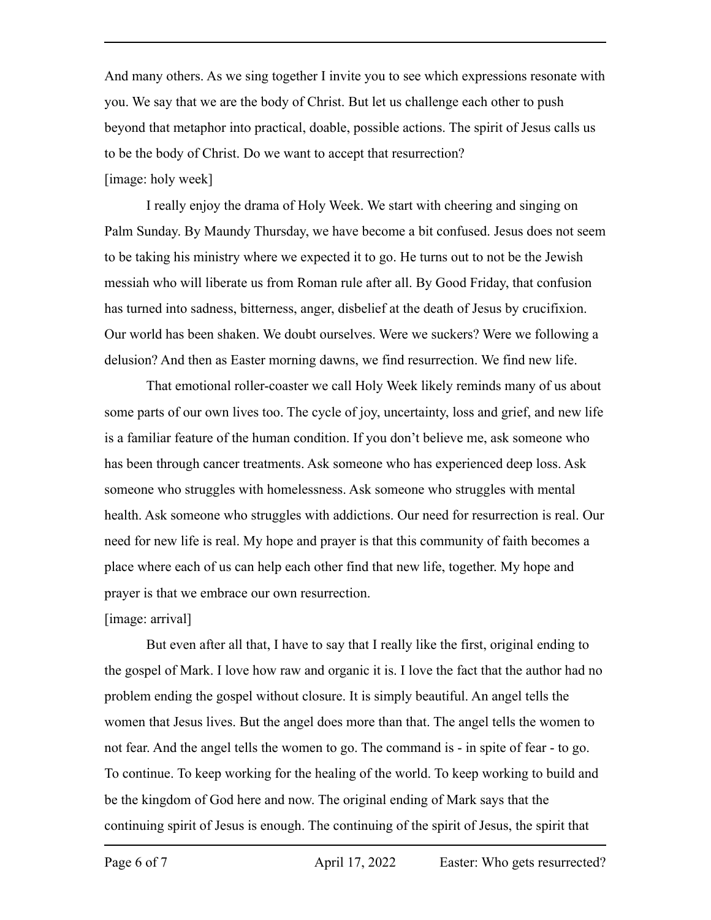And many others. As we sing together I invite you to see which expressions resonate with you. We say that we are the body of Christ. But let us challenge each other to push beyond that metaphor into practical, doable, possible actions. The spirit of Jesus calls us to be the body of Christ. Do we want to accept that resurrection?

[image: holy week]

I really enjoy the drama of Holy Week. We start with cheering and singing on Palm Sunday. By Maundy Thursday, we have become a bit confused. Jesus does not seem to be taking his ministry where we expected it to go. He turns out to not be the Jewish messiah who will liberate us from Roman rule after all. By Good Friday, that confusion has turned into sadness, bitterness, anger, disbelief at the death of Jesus by crucifixion. Our world has been shaken. We doubt ourselves. Were we suckers? Were we following a delusion? And then as Easter morning dawns, we find resurrection. We find new life.

That emotional roller-coaster we call Holy Week likely reminds many of us about some parts of our own lives too. The cycle of joy, uncertainty, loss and grief, and new life is a familiar feature of the human condition. If you don't believe me, ask someone who has been through cancer treatments. Ask someone who has experienced deep loss. Ask someone who struggles with homelessness. Ask someone who struggles with mental health. Ask someone who struggles with addictions. Our need for resurrection is real. Our need for new life is real. My hope and prayer is that this community of faith becomes a place where each of us can help each other find that new life, together. My hope and prayer is that we embrace our own resurrection.

[image: arrival]

But even after all that, I have to say that I really like the first, original ending to the gospel of Mark. I love how raw and organic it is. I love the fact that the author had no problem ending the gospel without closure. It is simply beautiful. An angel tells the women that Jesus lives. But the angel does more than that. The angel tells the women to not fear. And the angel tells the women to go. The command is - in spite of fear - to go. To continue. To keep working for the healing of the world. To keep working to build and be the kingdom of God here and now. The original ending of Mark says that the continuing spirit of Jesus is enough. The continuing of the spirit of Jesus, the spirit that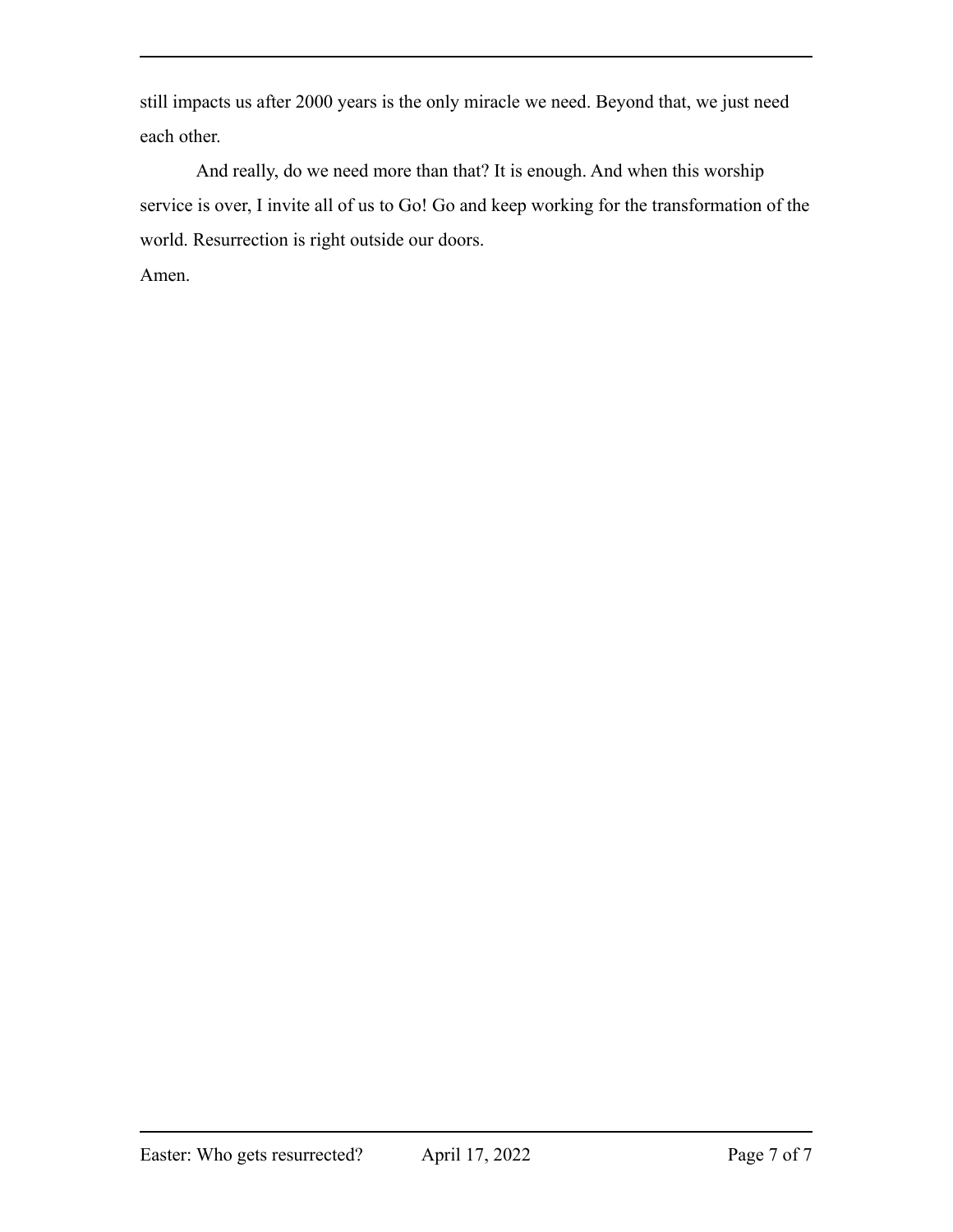still impacts us after 2000 years is the only miracle we need. Beyond that, we just need each other.

And really, do we need more than that? It is enough. And when this worship service is over, I invite all of us to Go! Go and keep working for the transformation of the world. Resurrection is right outside our doors.

Amen.